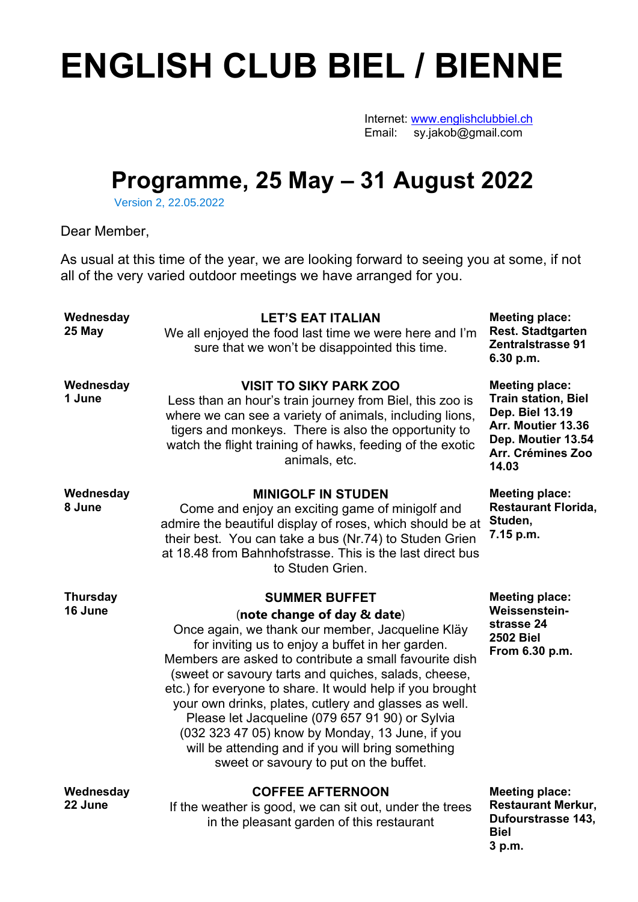# ENGLISH CLUB BIEL / BIENNE

Internet: www.englishclubbiel.ch
Email: sy.jakob@gmail.com

## Programme, 25 May – 31 August 2022

Version 2, 22.05.2022

Dear Member,

As usual at this time of the year, we are looking forward to seeing you at some, if not all of the very varied outdoor meetings we have arranged for you.

| Date | Event | Meeting place |
|---|---|---|
| **Wednesday 25 May** | **LET'S EAT ITALIAN**<br>We all enjoyed the food last time we were here and I'm sure that we won't be disappointed this time. | **Meeting place:<br>Rest. Stadtgarten<br>Zentralstrasse 91<br>6.30 p.m.** |
| **Wednesday 1 June** | **VISIT TO SIKY PARK ZOO**<br>Less than an hour's train journey from Biel, this zoo is where we can see a variety of animals, including lions, tigers and monkeys. There is also the opportunity to watch the flight training of hawks, feeding of the exotic animals, etc. | **Meeting place:<br>Train station, Biel<br>Dep. Biel 13.19<br>Arr. Moutier 13.36<br>Dep. Moutier 13.54<br>Arr. Crémines Zoo 14.03** |
| **Wednesday 8 June** | **MINIGOLF IN STUDEN**<br>Come and enjoy an exciting game of minigolf and admire the beautiful display of roses, which should be at their best. You can take a bus (Nr.74) to Studen Grien at 18.48 from Bahnhofstrasse. This is the last direct bus to Studen Grien. | **Meeting place:<br>Restaurant Florida, Studen,<br>7.15 p.m.** |
| **Thursday 16 June** | **SUMMER BUFFET**<br>(**note change of day & date**)<br>Once again, we thank our member, Jacqueline Kläy for inviting us to enjoy a buffet in her garden. Members are asked to contribute a small favourite dish (sweet or savoury tarts and quiches, salads, cheese, etc.) for everyone to share. It would help if you brought your own drinks, plates, cutlery and glasses as well. Please let Jacqueline (079 657 91 90) or Sylvia (032 323 47 05) know by Monday, 13 June, if you will be attending and if you will bring something sweet or savoury to put on the buffet. | **Meeting place:<br>Weissenstein-strasse 24<br>2502 Biel<br>From 6.30 p.m.** |
| **Wednesday 22 June** | **COFFEE AFTERNOON**<br>If the weather is good, we can sit out, under the trees in the pleasant garden of this restaurant | **Meeting place:<br>Restaurant Merkur, Dufourstrasse 143, Biel<br>3 p.m.** |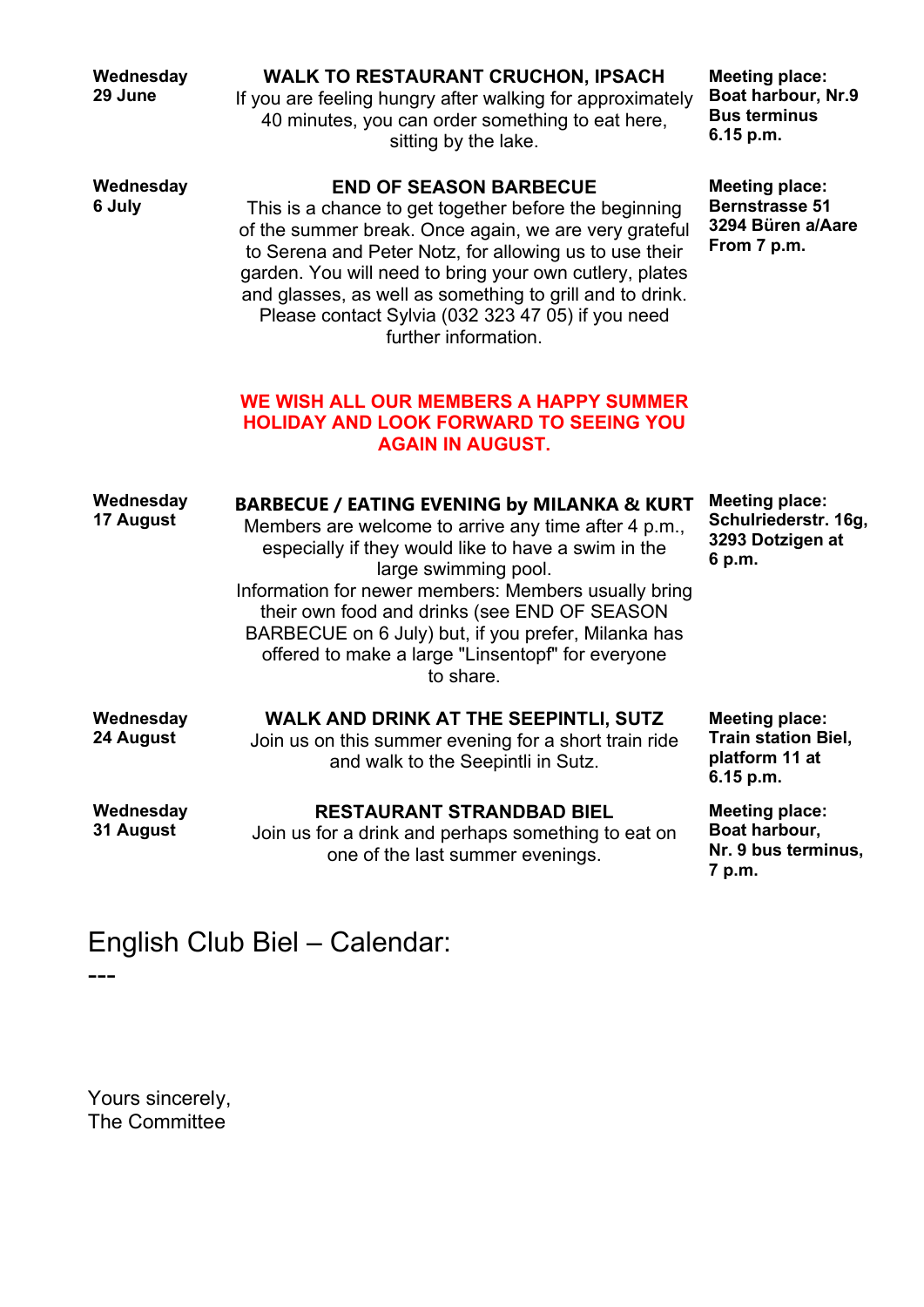| | | |
|---|---|---|
| **Wednesday 29 June** | **WALK TO RESTAURANT CRUCHON, IPSACH**<br>If you are feeling hungry after walking for approximately 40 minutes, you can order something to eat here, sitting by the lake. | **Meeting place: Boat harbour, Nr.9 Bus terminus 6.15 p.m.** |
| **Wednesday 6 July** | **END OF SEASON BARBECUE**<br>This is a chance to get together before the beginning of the summer break. Once again, we are very grateful to Serena and Peter Notz, for allowing us to use their garden. You will need to bring your own cutlery, plates and glasses, as well as something to grill and to drink. Please contact Sylvia (032 323 47 05) if you need further information. | **Meeting place: Bernstrasse 51 3294 Büren a/Aare From 7 p.m.** |

**WE WISH ALL OUR MEMBERS A HAPPY SUMMER HOLIDAY AND LOOK FORWARD TO SEEING YOU AGAIN IN AUGUST.**

| | | |
|---|---|---|
| **Wednesday 17 August** | **BARBECUE / EATING EVENING by MILANKA & KURT**<br>Members are welcome to arrive any time after 4 p.m., especially if they would like to have a swim in the large swimming pool.<br>Information for newer members: Members usually bring their own food and drinks (see END OF SEASON BARBECUE on 6 July) but, if you prefer, Milanka has offered to make a large "Linsentopf" for everyone to share. | **Meeting place: Schulriederstr. 16g, 3293 Dotzigen at 6 p.m.** |
| **Wednesday 24 August** | **WALK AND DRINK AT THE SEEPINTLI, SUTZ**<br>Join us on this summer evening for a short train ride and walk to the Seepintli in Sutz. | **Meeting place: Train station Biel, platform 11 at 6.15 p.m.** |
| **Wednesday 31 August** | **RESTAURANT STRANDBAD BIEL**<br>Join us for a drink and perhaps something to eat on one of the last summer evenings. | **Meeting place: Boat harbour, Nr. 9 bus terminus, 7 p.m.** |

## English Club Biel – Calendar:

---

Yours sincerely,
The Committee